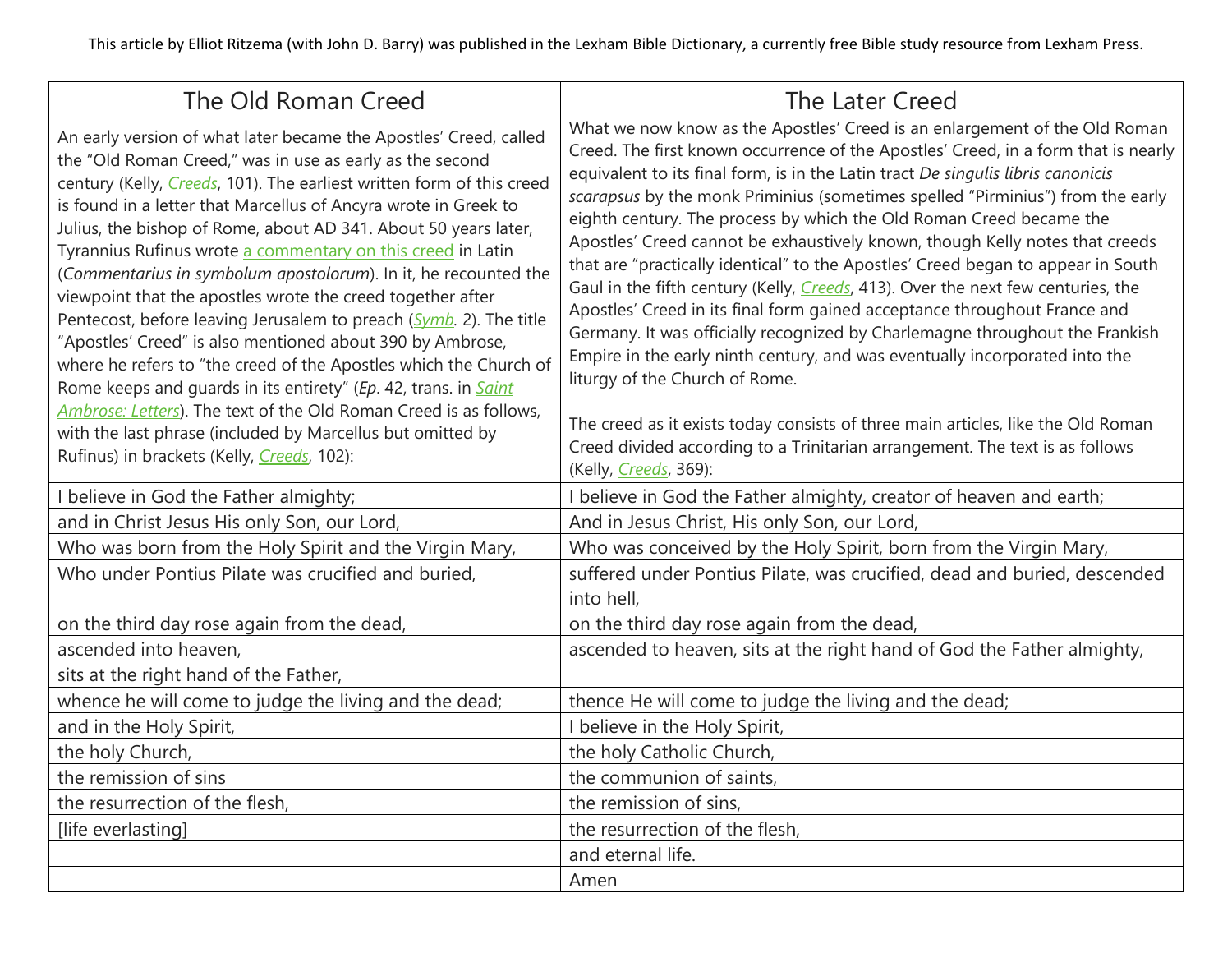This article by Elliot Ritzema (with John D. Barry) was published in the Lexham Bible Dictionary, a currently free Bible study resource from Lexham Press.

| The Old Roman Creed | The Later Creed |
|---|---|
| An early version of what later became the Apostles' Creed, called the "Old Roman Creed," was in use as early as the second century (Kelly, *Creeds*, 101). The earliest written form of this creed is found in a letter that Marcellus of Ancyra wrote in Greek to Julius, the bishop of Rome, about AD 341. About 50 years later, Tyrannius Rufinus wrote a commentary on this creed in Latin (*Commentarius in symbolum apostolorum*). In it, he recounted the viewpoint that the apostles wrote the creed together after Pentecost, before leaving Jerusalem to preach (*Symb*. 2). The title "Apostles' Creed" is also mentioned about 390 by Ambrose, where he refers to "the creed of the Apostles which the Church of Rome keeps and guards in its entirety" (*Ep*. 42, trans. in *Saint Ambrose: Letters*). The text of the Old Roman Creed is as follows, with the last phrase (included by Marcellus but omitted by Rufinus) in brackets (Kelly, *Creeds*, 102): | What we now know as the Apostles' Creed is an enlargement of the Old Roman Creed. The first known occurrence of the Apostles' Creed, in a form that is nearly equivalent to its final form, is in the Latin tract *De singulis libris canonicis scarapsus* by the monk Priminius (sometimes spelled "Pirminius") from the early eighth century. The process by which the Old Roman Creed became the Apostles' Creed cannot be exhaustively known, though Kelly notes that creeds that are "practically identical" to the Apostles' Creed began to appear in South Gaul in the fifth century (Kelly, *Creeds*, 413). Over the next few centuries, the Apostles' Creed in its final form gained acceptance throughout France and Germany. It was officially recognized by Charlemagne throughout the Frankish Empire in the early ninth century, and was eventually incorporated into the liturgy of the Church of Rome.<br><br>The creed as it exists today consists of three main articles, like the Old Roman Creed divided according to a Trinitarian arrangement. The text is as follows (Kelly, *Creeds*, 369): |
| I believe in God the Father almighty; | I believe in God the Father almighty, creator of heaven and earth; |
| and in Christ Jesus His only Son, our Lord, | And in Jesus Christ, His only Son, our Lord, |
| Who was born from the Holy Spirit and the Virgin Mary, | Who was conceived by the Holy Spirit, born from the Virgin Mary, |
| Who under Pontius Pilate was crucified and buried, | suffered under Pontius Pilate, was crucified, dead and buried, descended into hell, |
| on the third day rose again from the dead, | on the third day rose again from the dead, |
| ascended into heaven, | ascended to heaven, sits at the right hand of God the Father almighty, |
| sits at the right hand of the Father, | |
| whence he will come to judge the living and the dead; | thence He will come to judge the living and the dead; |
| and in the Holy Spirit, | I believe in the Holy Spirit, |
| the holy Church, | the holy Catholic Church, |
| the remission of sins | the communion of saints, |
| the resurrection of the flesh, | the remission of sins, |
| [life everlasting] | the resurrection of the flesh, |
| | and eternal life. |
| | Amen |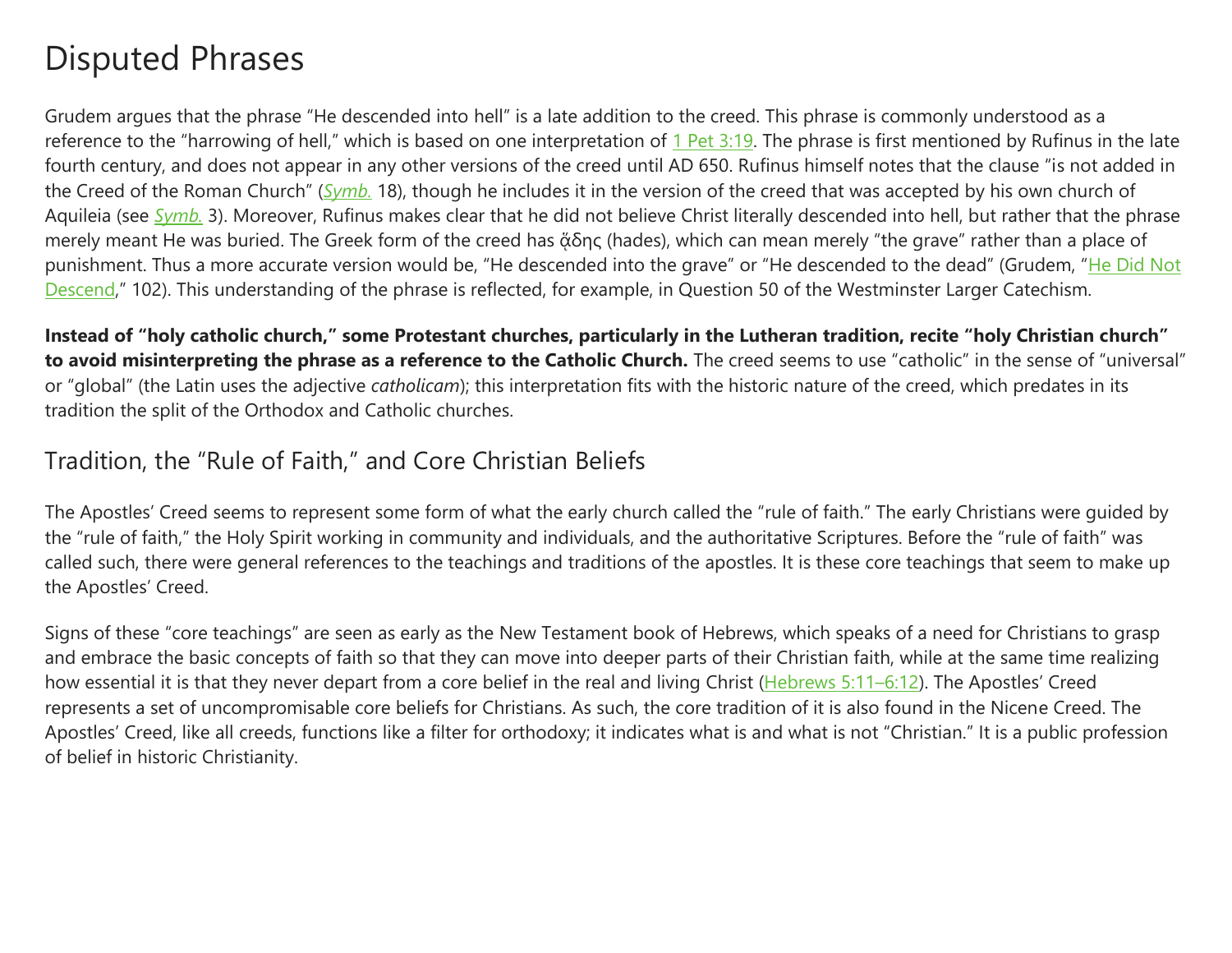## Disputed Phrases

Grudem argues that the phrase "He descended into hell" is a late addition to the creed. This phrase is commonly understood as a reference to the "harrowing of hell," which is based on one interpretation of 1 Pet 3:19. The phrase is first mentioned by Rufinus in the late fourth century, and does not appear in any other versions of the creed until AD 650. Rufinus himself notes that the clause "is not added in the Creed of the Roman Church" (*Symb.* 18), though he includes it in the version of the creed that was accepted by his own church of Aquileia (see *Symb.* 3). Moreover, Rufinus makes clear that he did not believe Christ literally descended into hell, but rather that the phrase merely meant He was buried. The Greek form of the creed has ᾅδης (hades), which can mean merely "the grave" rather than a place of punishment. Thus a more accurate version would be, "He descended into the grave" or "He descended to the dead" (Grudem, "He Did Not Descend," 102). This understanding of the phrase is reflected, for example, in Question 50 of the Westminster Larger Catechism.

**Instead of "holy catholic church," some Protestant churches, particularly in the Lutheran tradition, recite "holy Christian church" to avoid misinterpreting the phrase as a reference to the Catholic Church.** The creed seems to use "catholic" in the sense of "universal" or "global" (the Latin uses the adjective *catholicam*); this interpretation fits with the historic nature of the creed, which predates in its tradition the split of the Orthodox and Catholic churches.

## Tradition, the "Rule of Faith," and Core Christian Beliefs

The Apostles' Creed seems to represent some form of what the early church called the "rule of faith." The early Christians were guided by the "rule of faith," the Holy Spirit working in community and individuals, and the authoritative Scriptures. Before the "rule of faith" was called such, there were general references to the teachings and traditions of the apostles. It is these core teachings that seem to make up the Apostles' Creed.

Signs of these "core teachings" are seen as early as the New Testament book of Hebrews, which speaks of a need for Christians to grasp and embrace the basic concepts of faith so that they can move into deeper parts of their Christian faith, while at the same time realizing how essential it is that they never depart from a core belief in the real and living Christ (Hebrews 5:11–6:12). The Apostles' Creed represents a set of uncompromisable core beliefs for Christians. As such, the core tradition of it is also found in the Nicene Creed. The Apostles' Creed, like all creeds, functions like a filter for orthodoxy; it indicates what is and what is not "Christian." It is a public profession of belief in historic Christianity.